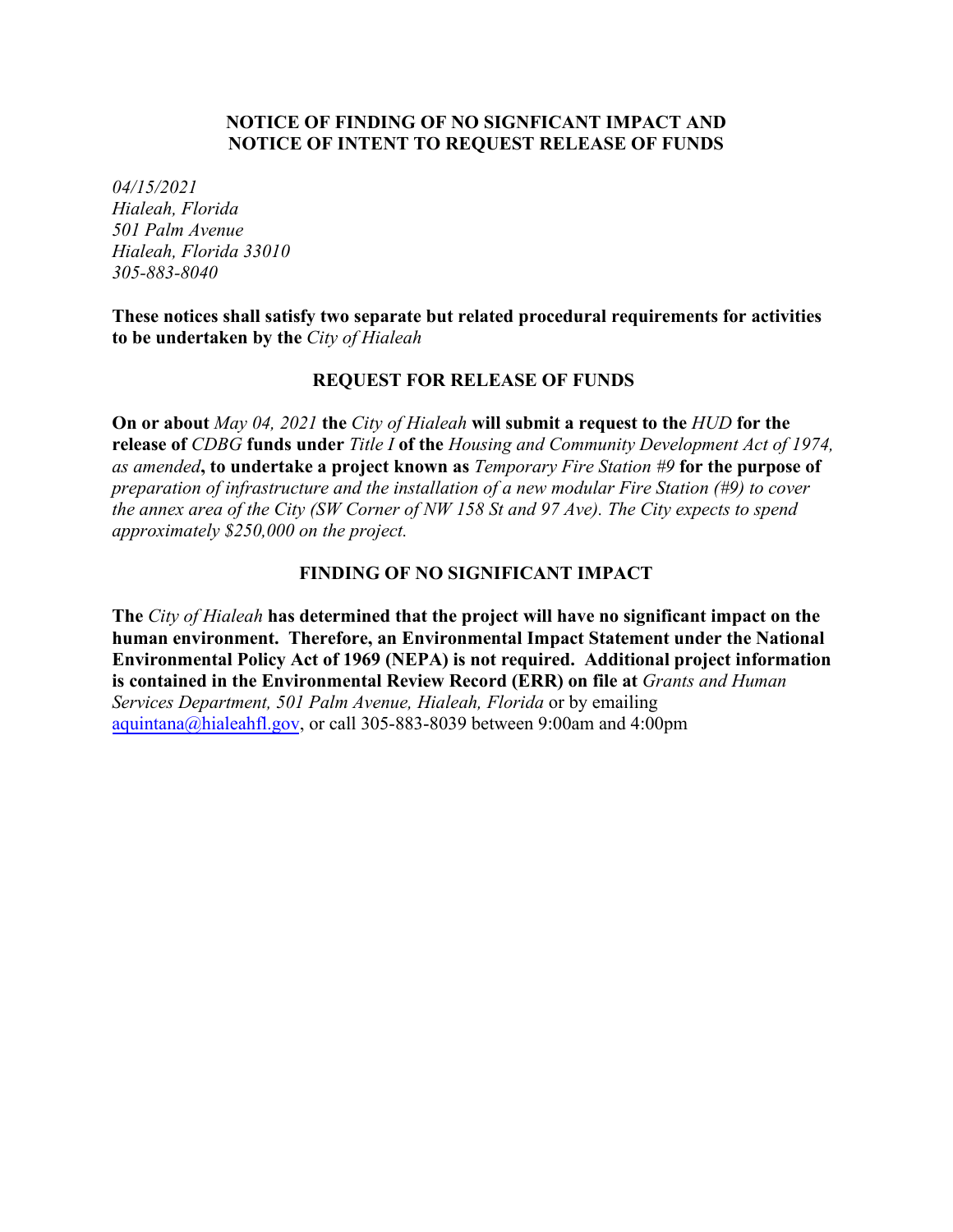# NOTICE OF FINDING OF NO SIGNFICANT IMPACT AND NOTICE OF INTENT TO REQUEST RELEASE OF FUNDS

*04/15/2021*
*Hialeah, Florida*
*501 Palm Avenue*
*Hialeah, Florida 33010*
*305-883-8040*

**These notices shall satisfy two separate but related procedural requirements for activities to be undertaken by the** *City of Hialeah*

## REQUEST FOR RELEASE OF FUNDS

**On or about** *May 04, 2021* **the** *City of Hialeah* **will submit a request to the** *HUD* **for the release of** *CDBG* **funds under** *Title I* **of the** *Housing and Community Development Act of 1974, as amended***, to undertake a project known as** *Temporary Fire Station #9* **for the purpose of** *preparation of infrastructure and the installation of a new modular Fire Station (#9) to cover the annex area of the City (SW Corner of NW 158 St and 97 Ave). The City expects to spend approximately $250,000 on the project.*

## FINDING OF NO SIGNIFICANT IMPACT

**The** *City of Hialeah* **has determined that the project will have no significant impact on the human environment. Therefore, an Environmental Impact Statement under the National Environmental Policy Act of 1969 (NEPA) is not required. Additional project information is contained in the Environmental Review Record (ERR) on file at** *Grants and Human Services Department, 501 Palm Avenue, Hialeah, Florida* or by emailing aquintana@hialeahfl.gov, or call 305-883-8039 between 9:00am and 4:00pm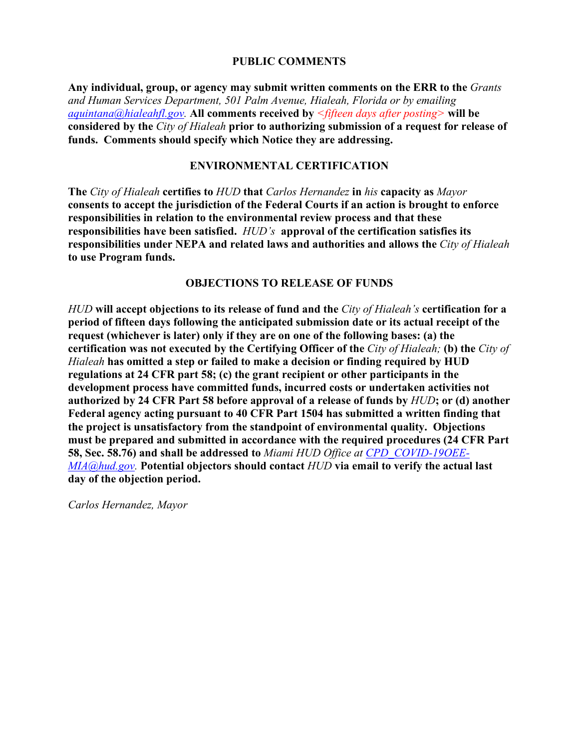## PUBLIC COMMENTS

**Any individual, group, or agency may submit written comments on the ERR to the** *Grants and Human Services Department, 501 Palm Avenue, Hialeah, Florida or by emailing aquintana@hialeahfl.gov.* **All comments received by** *<fifteen days after posting>* **will be considered by the** *City of Hialeah* **prior to authorizing submission of a request for release of funds. Comments should specify which Notice they are addressing.**

## ENVIRONMENTAL CERTIFICATION

**The** *City of Hialeah* **certifies to** *HUD* **that** *Carlos Hernandez* **in** *his* **capacity as** *Mayor* **consents to accept the jurisdiction of the Federal Courts if an action is brought to enforce responsibilities in relation to the environmental review process and that these responsibilities have been satisfied.** *HUD's* **approval of the certification satisfies its responsibilities under NEPA and related laws and authorities and allows the** *City of Hialeah* **to use Program funds.**

## OBJECTIONS TO RELEASE OF FUNDS

*HUD* **will accept objections to its release of fund and the** *City of Hialeah's* **certification for a period of fifteen days following the anticipated submission date or its actual receipt of the request (whichever is later) only if they are on one of the following bases: (a) the certification was not executed by the Certifying Officer of the** *City of Hialeah;* **(b) the** *City of Hialeah* **has omitted a step or failed to make a decision or finding required by HUD regulations at 24 CFR part 58; (c) the grant recipient or other participants in the development process have committed funds, incurred costs or undertaken activities not authorized by 24 CFR Part 58 before approval of a release of funds by** *HUD***; or (d) another Federal agency acting pursuant to 40 CFR Part 1504 has submitted a written finding that the project is unsatisfactory from the standpoint of environmental quality. Objections must be prepared and submitted in accordance with the required procedures (24 CFR Part 58, Sec. 58.76) and shall be addressed to** *Miami HUD Office at CPD_COVID-19OEE-MIA@hud.gov.* **Potential objectors should contact** *HUD* **via email to verify the actual last day of the objection period.**

*Carlos Hernandez, Mayor*